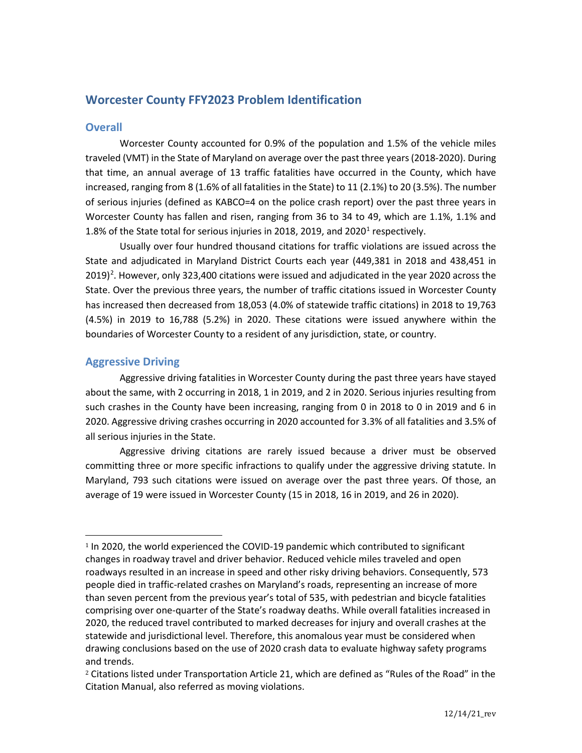## Worcester County FFY2023 Problem Identification

### Overall

Worcester County accounted for 0.9% of the population and 1.5% of the vehicle miles traveled (VMT) in the State of Maryland on average over the past three years (2018-2020). During that time, an annual average of 13 traffic fatalities have occurred in the County, which have increased, ranging from 8 (1.6% of all fatalities in the State) to 11 (2.1%) to 20 (3.5%). The number of serious injuries (defined as KABCO=4 on the police crash report) over the past three years in Worcester County has fallen and risen, ranging from 36 to 34 to 49, which are 1.1%, 1.1% and 1.8% of the State total for serious injuries in 2018, 2019, and 2020[1] respectively.

Usually over four hundred thousand citations for traffic violations are issued across the State and adjudicated in Maryland District Courts each year (449,381 in 2018 and 438,451 in 2019)[2]. However, only 323,400 citations were issued and adjudicated in the year 2020 across the State. Over the previous three years, the number of traffic citations issued in Worcester County has increased then decreased from 18,053 (4.0% of statewide traffic citations) in 2018 to 19,763 (4.5%) in 2019 to 16,788 (5.2%) in 2020. These citations were issued anywhere within the boundaries of Worcester County to a resident of any jurisdiction, state, or country.

### Aggressive Driving

Aggressive driving fatalities in Worcester County during the past three years have stayed about the same, with 2 occurring in 2018, 1 in 2019, and 2 in 2020. Serious injuries resulting from such crashes in the County have been increasing, ranging from 0 in 2018 to 0 in 2019 and 6 in 2020. Aggressive driving crashes occurring in 2020 accounted for 3.3% of all fatalities and 3.5% of all serious injuries in the State.

Aggressive driving citations are rarely issued because a driver must be observed committing three or more specific infractions to qualify under the aggressive driving statute. In Maryland, 793 such citations were issued on average over the past three years. Of those, an average of 19 were issued in Worcester County (15 in 2018, 16 in 2019, and 26 in 2020).

---

[1] In 2020, the world experienced the COVID-19 pandemic which contributed to significant changes in roadway travel and driver behavior. Reduced vehicle miles traveled and open roadways resulted in an increase in speed and other risky driving behaviors. Consequently, 573 people died in traffic-related crashes on Maryland's roads, representing an increase of more than seven percent from the previous year's total of 535, with pedestrian and bicycle fatalities comprising over one-quarter of the State's roadway deaths. While overall fatalities increased in 2020, the reduced travel contributed to marked decreases for injury and overall crashes at the statewide and jurisdictional level. Therefore, this anomalous year must be considered when drawing conclusions based on the use of 2020 crash data to evaluate highway safety programs and trends.

[2] Citations listed under Transportation Article 21, which are defined as "Rules of the Road" in the Citation Manual, also referred as moving violations.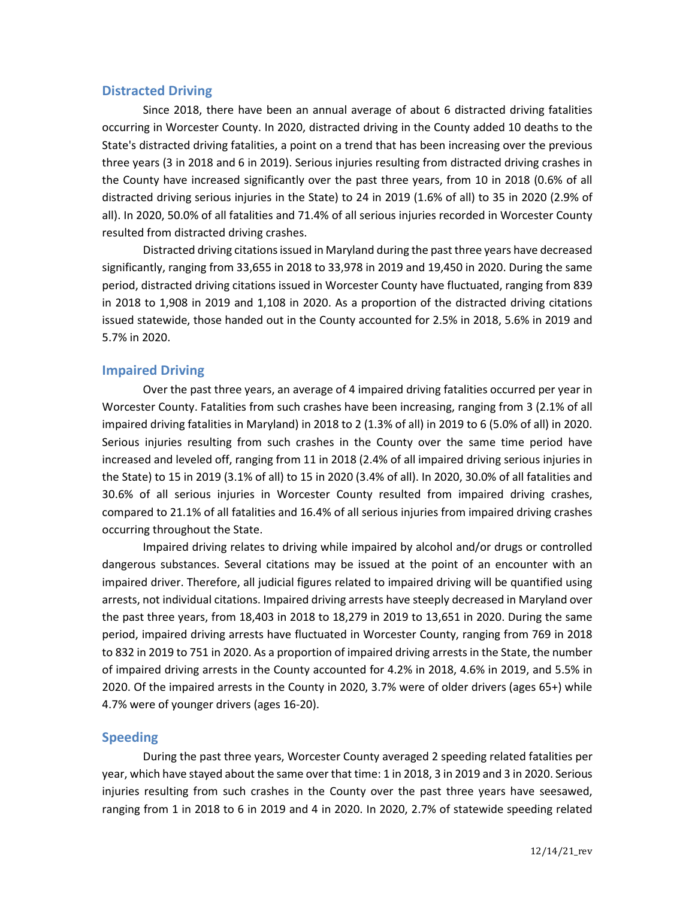## Distracted Driving

Since 2018, there have been an annual average of about 6 distracted driving fatalities occurring in Worcester County. In 2020, distracted driving in the County added 10 deaths to the State's distracted driving fatalities, a point on a trend that has been increasing over the previous three years (3 in 2018 and 6 in 2019). Serious injuries resulting from distracted driving crashes in the County have increased significantly over the past three years, from 10 in 2018 (0.6% of all distracted driving serious injuries in the State) to 24 in 2019 (1.6% of all) to 35 in 2020 (2.9% of all). In 2020, 50.0% of all fatalities and 71.4% of all serious injuries recorded in Worcester County resulted from distracted driving crashes.

Distracted driving citations issued in Maryland during the past three years have decreased significantly, ranging from 33,655 in 2018 to 33,978 in 2019 and 19,450 in 2020. During the same period, distracted driving citations issued in Worcester County have fluctuated, ranging from 839 in 2018 to 1,908 in 2019 and 1,108 in 2020. As a proportion of the distracted driving citations issued statewide, those handed out in the County accounted for 2.5% in 2018, 5.6% in 2019 and 5.7% in 2020.

## Impaired Driving

Over the past three years, an average of 4 impaired driving fatalities occurred per year in Worcester County. Fatalities from such crashes have been increasing, ranging from 3 (2.1% of all impaired driving fatalities in Maryland) in 2018 to 2 (1.3% of all) in 2019 to 6 (5.0% of all) in 2020. Serious injuries resulting from such crashes in the County over the same time period have increased and leveled off, ranging from 11 in 2018 (2.4% of all impaired driving serious injuries in the State) to 15 in 2019 (3.1% of all) to 15 in 2020 (3.4% of all). In 2020, 30.0% of all fatalities and 30.6% of all serious injuries in Worcester County resulted from impaired driving crashes, compared to 21.1% of all fatalities and 16.4% of all serious injuries from impaired driving crashes occurring throughout the State.

Impaired driving relates to driving while impaired by alcohol and/or drugs or controlled dangerous substances. Several citations may be issued at the point of an encounter with an impaired driver. Therefore, all judicial figures related to impaired driving will be quantified using arrests, not individual citations. Impaired driving arrests have steeply decreased in Maryland over the past three years, from 18,403 in 2018 to 18,279 in 2019 to 13,651 in 2020. During the same period, impaired driving arrests have fluctuated in Worcester County, ranging from 769 in 2018 to 832 in 2019 to 751 in 2020. As a proportion of impaired driving arrests in the State, the number of impaired driving arrests in the County accounted for 4.2% in 2018, 4.6% in 2019, and 5.5% in 2020. Of the impaired arrests in the County in 2020, 3.7% were of older drivers (ages 65+) while 4.7% were of younger drivers (ages 16-20).

## Speeding

During the past three years, Worcester County averaged 2 speeding related fatalities per year, which have stayed about the same over that time: 1 in 2018, 3 in 2019 and 3 in 2020. Serious injuries resulting from such crashes in the County over the past three years have seesawed, ranging from 1 in 2018 to 6 in 2019 and 4 in 2020. In 2020, 2.7% of statewide speeding related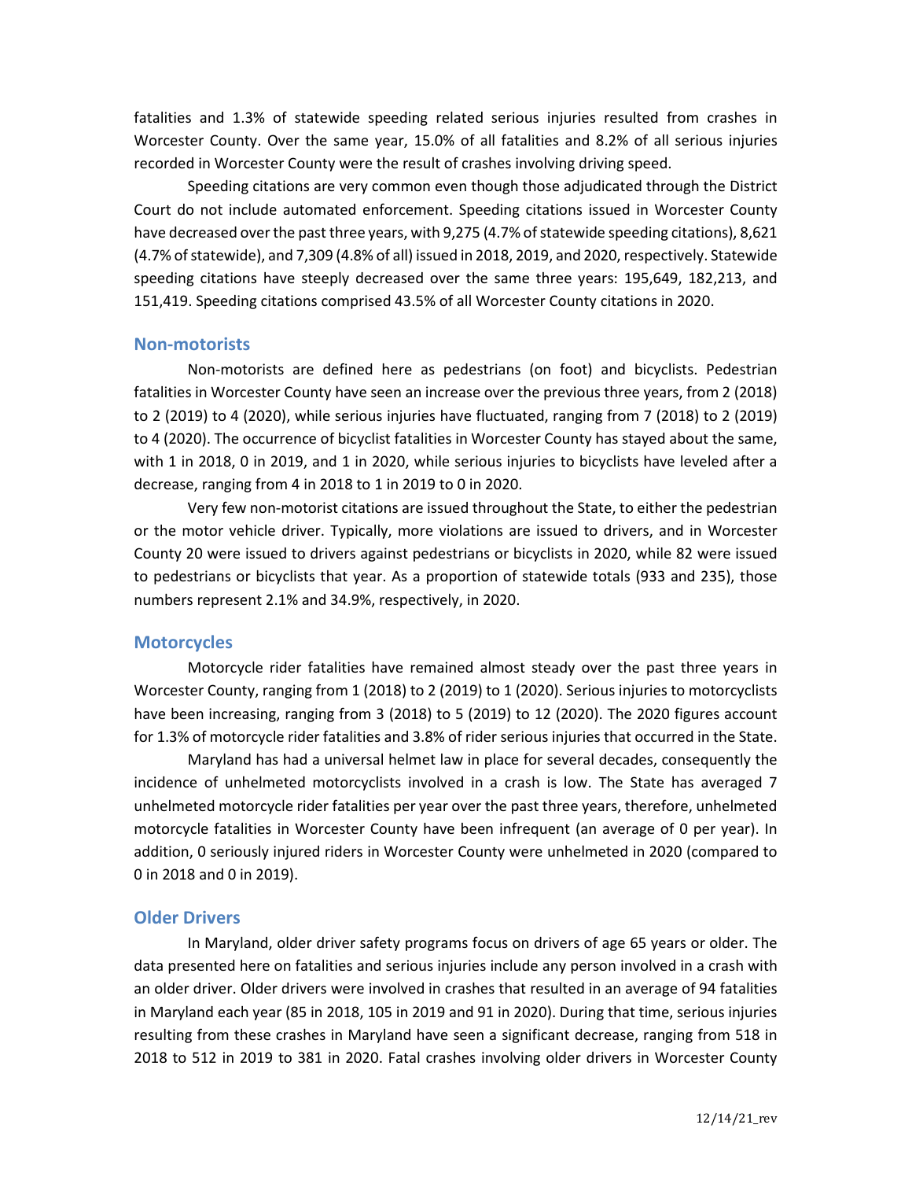fatalities and 1.3% of statewide speeding related serious injuries resulted from crashes in Worcester County. Over the same year, 15.0% of all fatalities and 8.2% of all serious injuries recorded in Worcester County were the result of crashes involving driving speed.

Speeding citations are very common even though those adjudicated through the District Court do not include automated enforcement. Speeding citations issued in Worcester County have decreased over the past three years, with 9,275 (4.7% of statewide speeding citations), 8,621 (4.7% of statewide), and 7,309 (4.8% of all) issued in 2018, 2019, and 2020, respectively. Statewide speeding citations have steeply decreased over the same three years: 195,649, 182,213, and 151,419. Speeding citations comprised 43.5% of all Worcester County citations in 2020.

## Non-motorists

Non-motorists are defined here as pedestrians (on foot) and bicyclists. Pedestrian fatalities in Worcester County have seen an increase over the previous three years, from 2 (2018) to 2 (2019) to 4 (2020), while serious injuries have fluctuated, ranging from 7 (2018) to 2 (2019) to 4 (2020). The occurrence of bicyclist fatalities in Worcester County has stayed about the same, with 1 in 2018, 0 in 2019, and 1 in 2020, while serious injuries to bicyclists have leveled after a decrease, ranging from 4 in 2018 to 1 in 2019 to 0 in 2020.

Very few non-motorist citations are issued throughout the State, to either the pedestrian or the motor vehicle driver. Typically, more violations are issued to drivers, and in Worcester County 20 were issued to drivers against pedestrians or bicyclists in 2020, while 82 were issued to pedestrians or bicyclists that year. As a proportion of statewide totals (933 and 235), those numbers represent 2.1% and 34.9%, respectively, in 2020.

## Motorcycles

Motorcycle rider fatalities have remained almost steady over the past three years in Worcester County, ranging from 1 (2018) to 2 (2019) to 1 (2020). Serious injuries to motorcyclists have been increasing, ranging from 3 (2018) to 5 (2019) to 12 (2020). The 2020 figures account for 1.3% of motorcycle rider fatalities and 3.8% of rider serious injuries that occurred in the State.

Maryland has had a universal helmet law in place for several decades, consequently the incidence of unhelmeted motorcyclists involved in a crash is low. The State has averaged 7 unhelmeted motorcycle rider fatalities per year over the past three years, therefore, unhelmeted motorcycle fatalities in Worcester County have been infrequent (an average of 0 per year). In addition, 0 seriously injured riders in Worcester County were unhelmeted in 2020 (compared to 0 in 2018 and 0 in 2019).

## Older Drivers

In Maryland, older driver safety programs focus on drivers of age 65 years or older. The data presented here on fatalities and serious injuries include any person involved in a crash with an older driver. Older drivers were involved in crashes that resulted in an average of 94 fatalities in Maryland each year (85 in 2018, 105 in 2019 and 91 in 2020). During that time, serious injuries resulting from these crashes in Maryland have seen a significant decrease, ranging from 518 in 2018 to 512 in 2019 to 381 in 2020. Fatal crashes involving older drivers in Worcester County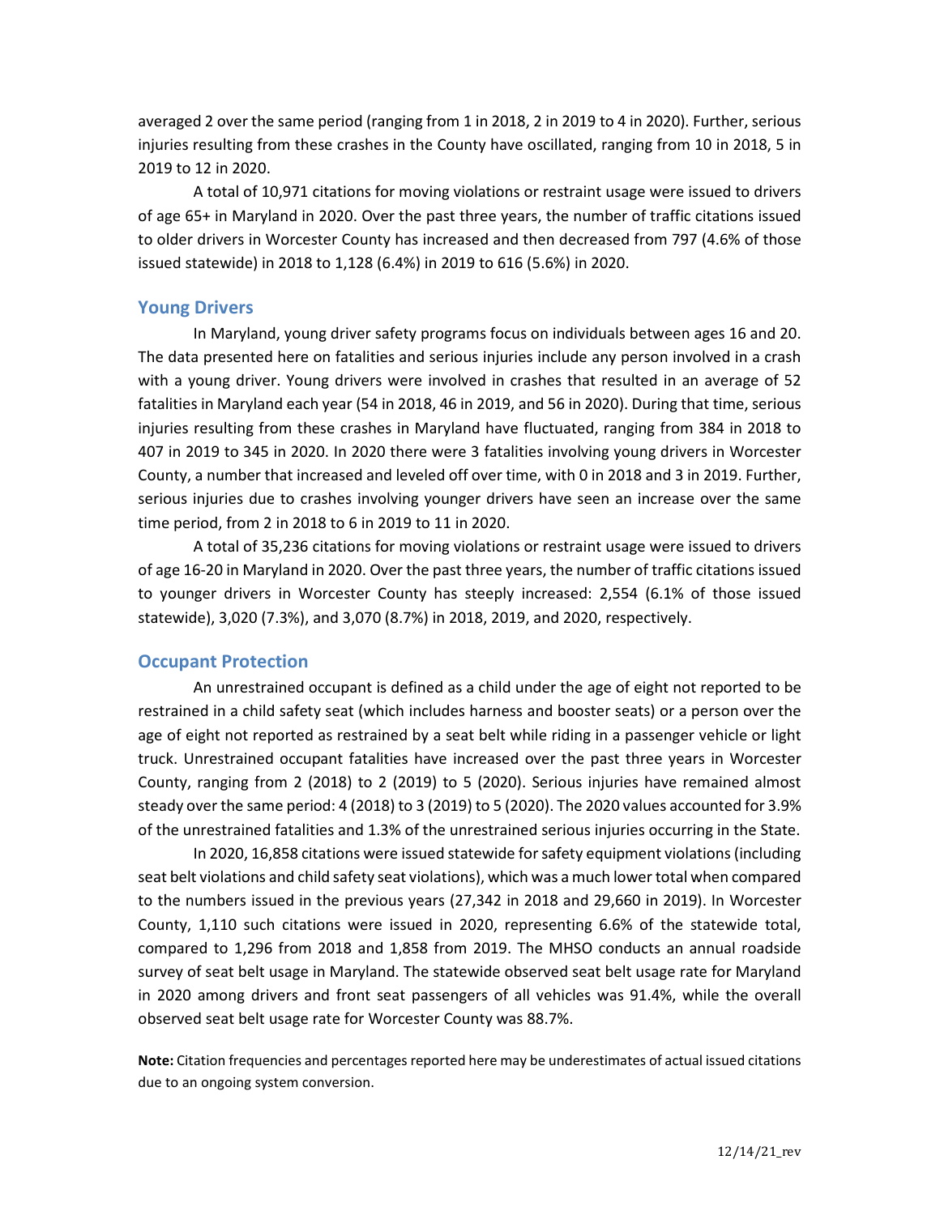averaged 2 over the same period (ranging from 1 in 2018, 2 in 2019 to 4 in 2020). Further, serious injuries resulting from these crashes in the County have oscillated, ranging from 10 in 2018, 5 in 2019 to 12 in 2020.

A total of 10,971 citations for moving violations or restraint usage were issued to drivers of age 65+ in Maryland in 2020. Over the past three years, the number of traffic citations issued to older drivers in Worcester County has increased and then decreased from 797 (4.6% of those issued statewide) in 2018 to 1,128 (6.4%) in 2019 to 616 (5.6%) in 2020.

## Young Drivers

In Maryland, young driver safety programs focus on individuals between ages 16 and 20. The data presented here on fatalities and serious injuries include any person involved in a crash with a young driver. Young drivers were involved in crashes that resulted in an average of 52 fatalities in Maryland each year (54 in 2018, 46 in 2019, and 56 in 2020). During that time, serious injuries resulting from these crashes in Maryland have fluctuated, ranging from 384 in 2018 to 407 in 2019 to 345 in 2020. In 2020 there were 3 fatalities involving young drivers in Worcester County, a number that increased and leveled off over time, with 0 in 2018 and 3 in 2019. Further, serious injuries due to crashes involving younger drivers have seen an increase over the same time period, from 2 in 2018 to 6 in 2019 to 11 in 2020.

A total of 35,236 citations for moving violations or restraint usage were issued to drivers of age 16-20 in Maryland in 2020. Over the past three years, the number of traffic citations issued to younger drivers in Worcester County has steeply increased: 2,554 (6.1% of those issued statewide), 3,020 (7.3%), and 3,070 (8.7%) in 2018, 2019, and 2020, respectively.

## Occupant Protection

An unrestrained occupant is defined as a child under the age of eight not reported to be restrained in a child safety seat (which includes harness and booster seats) or a person over the age of eight not reported as restrained by a seat belt while riding in a passenger vehicle or light truck. Unrestrained occupant fatalities have increased over the past three years in Worcester County, ranging from 2 (2018) to 2 (2019) to 5 (2020). Serious injuries have remained almost steady over the same period: 4 (2018) to 3 (2019) to 5 (2020). The 2020 values accounted for 3.9% of the unrestrained fatalities and 1.3% of the unrestrained serious injuries occurring in the State.

In 2020, 16,858 citations were issued statewide for safety equipment violations (including seat belt violations and child safety seat violations), which was a much lower total when compared to the numbers issued in the previous years (27,342 in 2018 and 29,660 in 2019). In Worcester County, 1,110 such citations were issued in 2020, representing 6.6% of the statewide total, compared to 1,296 from 2018 and 1,858 from 2019. The MHSO conducts an annual roadside survey of seat belt usage in Maryland. The statewide observed seat belt usage rate for Maryland in 2020 among drivers and front seat passengers of all vehicles was 91.4%, while the overall observed seat belt usage rate for Worcester County was 88.7%.

**Note:** Citation frequencies and percentages reported here may be underestimates of actual issued citations due to an ongoing system conversion.

12/14/21_rev